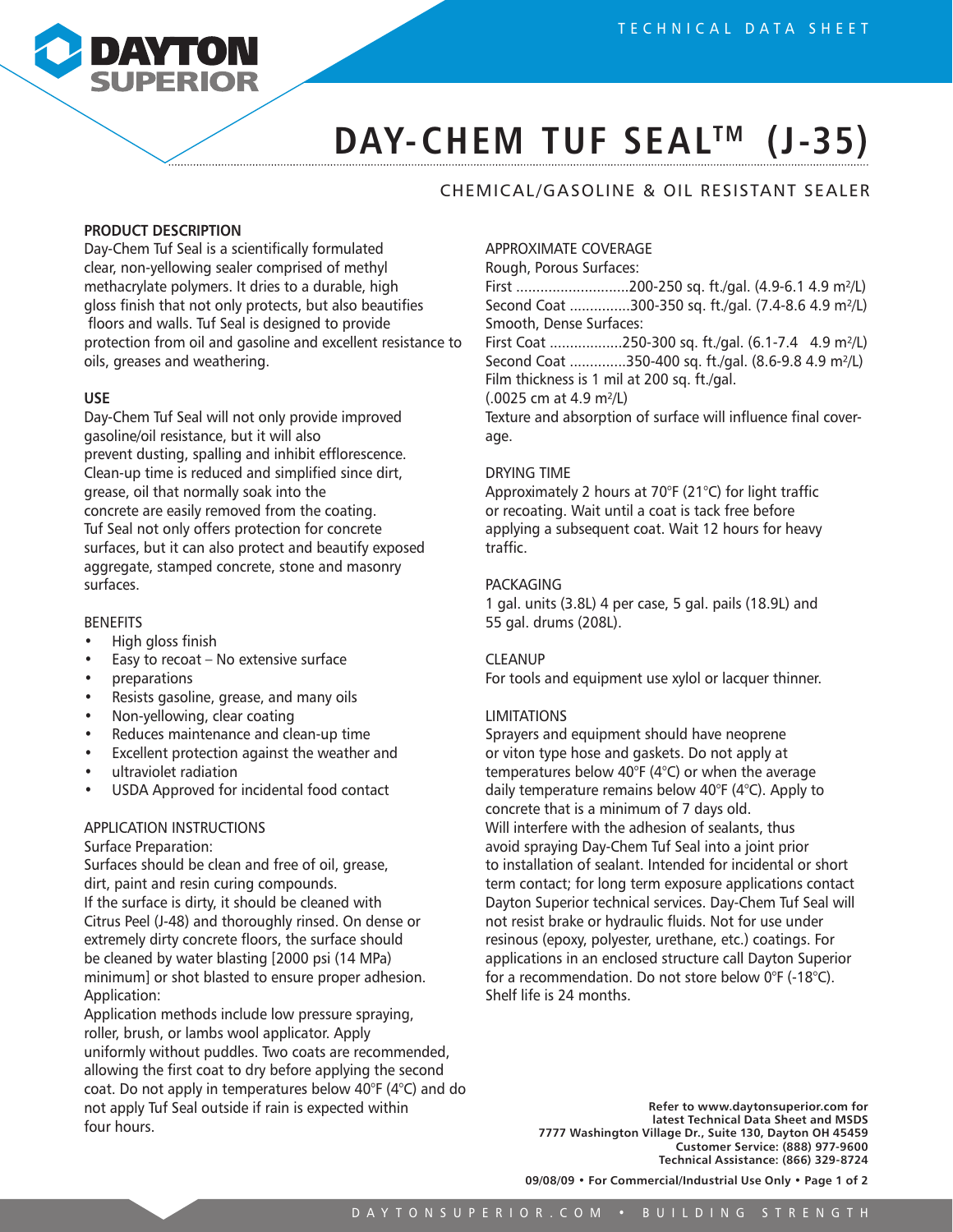DAYTON SUPERIOR

TECHNICAL DATA SHEET

# DAY-CHEM TUF SEAL™ (J-35)

## CHEMICAL/GASOLINE & OIL RESISTANT SEALER

### PRODUCT DESCRIPTION

Day-Chem Tuf Seal is a scientifically formulated clear, non-yellowing sealer comprised of methyl methacrylate polymers. It dries to a durable, high gloss finish that not only protects, but also beautifies floors and walls. Tuf Seal is designed to provide protection from oil and gasoline and excellent resistance to oils, greases and weathering.

### USE

Day-Chem Tuf Seal will not only provide improved gasoline/oil resistance, but it will also prevent dusting, spalling and inhibit efflorescence. Clean-up time is reduced and simplified since dirt, grease, oil that normally soak into the concrete are easily removed from the coating. Tuf Seal not only offers protection for concrete surfaces, but it can also protect and beautify exposed aggregate, stamped concrete, stone and masonry surfaces.

### BENEFITS

- High gloss finish
- Easy to recoat – No extensive surface
- preparations
- Resists gasoline, grease, and many oils
- Non-yellowing, clear coating
- Reduces maintenance and clean-up time
- Excellent protection against the weather and
- ultraviolet radiation
- USDA Approved for incidental food contact

### APPLICATION INSTRUCTIONS

Surface Preparation:

Surfaces should be clean and free of oil, grease, dirt, paint and resin curing compounds. If the surface is dirty, it should be cleaned with Citrus Peel (J-48) and thoroughly rinsed. On dense or extremely dirty concrete floors, the surface should be cleaned by water blasting [2000 psi (14 MPa) minimum] or shot blasted to ensure proper adhesion.

Application:

Application methods include low pressure spraying, roller, brush, or lambs wool applicator. Apply uniformly without puddles. Two coats are recommended, allowing the first coat to dry before applying the second coat. Do not apply in temperatures below 40°F (4°C) and do not apply Tuf Seal outside if rain is expected within four hours.

### APPROXIMATE COVERAGE

Rough, Porous Surfaces:

First ............................200-250 sq. ft./gal. (4.9-6.1 4.9 m²/L)

Second Coat ...............300-350 sq. ft./gal. (7.4-8.6 4.9 m²/L)

Smooth, Dense Surfaces:

First Coat ..................250-300 sq. ft./gal. (6.1-7.4 4.9 m²/L)

Second Coat ..............350-400 sq. ft./gal. (8.6-9.8 4.9 m²/L)

Film thickness is 1 mil at 200 sq. ft./gal. (.0025 cm at 4.9 m²/L)

Texture and absorption of surface will influence final coverage.

### DRYING TIME

Approximately 2 hours at 70°F (21°C) for light traffic or recoating. Wait until a coat is tack free before applying a subsequent coat. Wait 12 hours for heavy traffic.

### PACKAGING

1 gal. units (3.8L) 4 per case, 5 gal. pails (18.9L) and 55 gal. drums (208L).

### CLEANUP

For tools and equipment use xylol or lacquer thinner.

### LIMITATIONS

Sprayers and equipment should have neoprene or viton type hose and gaskets. Do not apply at temperatures below 40°F (4°C) or when the average daily temperature remains below 40°F (4°C). Apply to concrete that is a minimum of 7 days old. Will interfere with the adhesion of sealants, thus avoid spraying Day-Chem Tuf Seal into a joint prior to installation of sealant. Intended for incidental or short term contact; for long term exposure applications contact Dayton Superior technical services. Day-Chem Tuf Seal will not resist brake or hydraulic fluids. Not for use under resinous (epoxy, polyester, urethane, etc.) coatings. For applications in an enclosed structure call Dayton Superior for a recommendation. Do not store below 0°F (-18°C). Shelf life is 24 months.

**Refer to www.daytonsuperior.com for latest Technical Data Sheet and MSDS**
**7777 Washington Village Dr., Suite 130, Dayton OH 45459**
**Customer Service: (888) 977-9600**
**Technical Assistance: (866) 329-8724**

**09/08/09 • For Commercial/Industrial Use Only**

DAYTONSUPERIOR.COM • BUILDING STRENGTH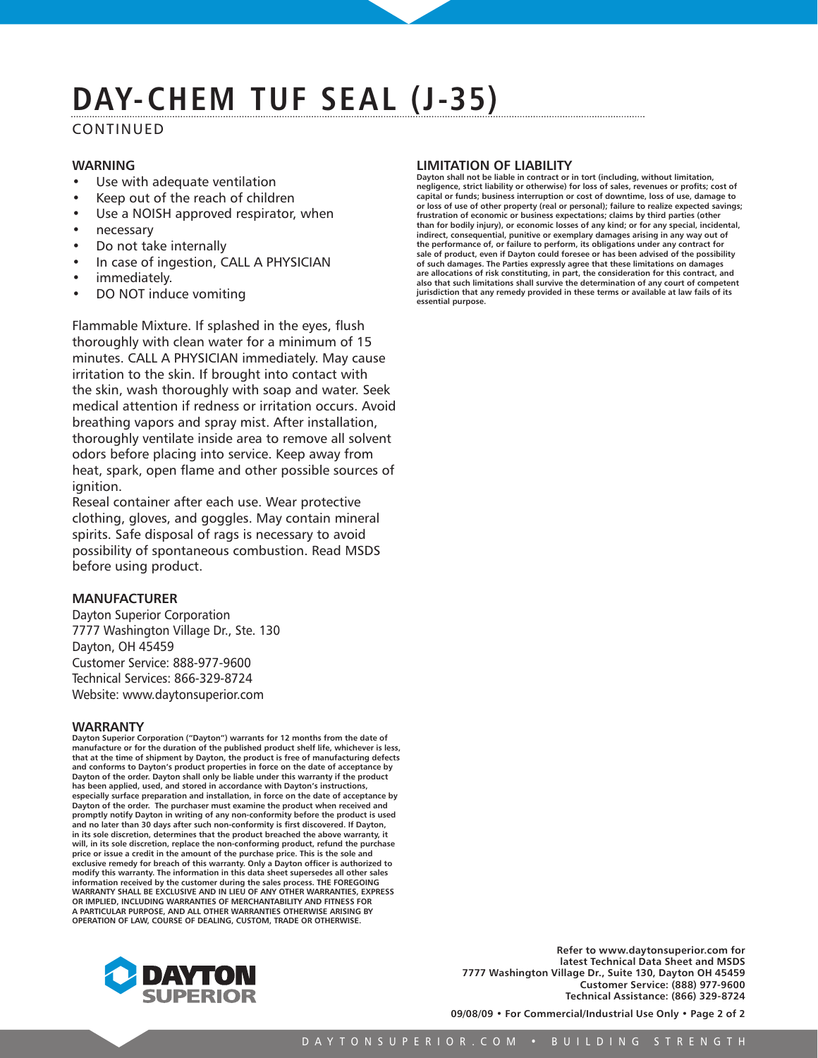# DAY-CHEM TUF SEAL (J-35)

CONTINUED

## WARNING

- Use with adequate ventilation
- Keep out of the reach of children
- Use a NOISH approved respirator, when
- necessary
- Do not take internally
- In case of ingestion, CALL A PHYSICIAN
- immediately.
- DO NOT induce vomiting

Flammable Mixture. If splashed in the eyes, flush thoroughly with clean water for a minimum of 15 minutes. CALL A PHYSICIAN immediately. May cause irritation to the skin. If brought into contact with the skin, wash thoroughly with soap and water. Seek medical attention if redness or irritation occurs. Avoid breathing vapors and spray mist. After installation, thoroughly ventilate inside area to remove all solvent odors before placing into service. Keep away from heat, spark, open flame and other possible sources of ignition.

Reseal container after each use. Wear protective clothing, gloves, and goggles. May contain mineral spirits. Safe disposal of rags is necessary to avoid possibility of spontaneous combustion. Read MSDS before using product.

## MANUFACTURER

Dayton Superior Corporation
7777 Washington Village Dr., Ste. 130
Dayton, OH 45459
Customer Service: 888-977-9600
Technical Services: 866-329-8724
Website: www.daytonsuperior.com

## WARRANTY

**Dayton Superior Corporation ("Dayton") warrants for 12 months from the date of manufacture or for the duration of the published product shelf life, whichever is less, that at the time of shipment by Dayton, the product is free of manufacturing defects and conforms to Dayton's product properties in force on the date of acceptance by Dayton of the order. Dayton shall only be liable under this warranty if the product has been applied, used, and stored in accordance with Dayton's instructions, especially surface preparation and installation, in force on the date of acceptance by Dayton of the order. The purchaser must examine the product when received and promptly notify Dayton in writing of any non-conformity before the product is used and no later than 30 days after such non-conformity is first discovered. If Dayton, in its sole discretion, determines that the product breached the above warranty, it will, in its sole discretion, replace the non-conforming product, refund the purchase price or issue a credit in the amount of the purchase price. This is the sole and exclusive remedy for breach of this warranty. Only a Dayton officer is authorized to modify this warranty. The information in this data sheet supersedes all other sales information received by the customer during the sales process. THE FOREGOING WARRANTY SHALL BE EXCLUSIVE AND IN LIEU OF ANY OTHER WARRANTIES, EXPRESS OR IMPLIED, INCLUDING WARRANTIES OF MERCHANTABILITY AND FITNESS FOR A PARTICULAR PURPOSE, AND ALL OTHER WARRANTIES OTHERWISE ARISING BY OPERATION OF LAW, COURSE OF DEALING, CUSTOM, TRADE OR OTHERWISE.**

## LIMITATION OF LIABILITY

**Dayton shall not be liable in contract or in tort (including, without limitation, negligence, strict liability or otherwise) for loss of sales, revenues or profits; cost of capital or funds; business interruption or cost of downtime, loss of use, damage to or loss of use of other property (real or personal); failure to realize expected savings; frustration of economic or business expectations; claims by third parties (other than for bodily injury), or economic losses of any kind; or for any special, incidental, indirect, consequential, punitive or exemplary damages arising in any way out of the performance of, or failure to perform, its obligations under any contract for sale of product, even if Dayton could foresee or has been advised of the possibility of such damages. The Parties expressly agree that these limitations on damages are allocations of risk constituting, in part, the consideration for this contract, and also that such limitations shall survive the determination of any court of competent jurisdiction that any remedy provided in these terms or available at law fails of its essential purpose.**

DAYTON SUPERIOR

**Refer to www.daytonsuperior.com for latest Technical Data Sheet and MSDS**
**7777 Washington Village Dr., Suite 130, Dayton OH 45459**
**Customer Service: (888) 977-9600**
**Technical Assistance: (866) 329-8724**

**09/08/09 • For Commercial/Industrial Use Only**

DAYTONSUPERIOR.COM • BUILDING STRENGTH